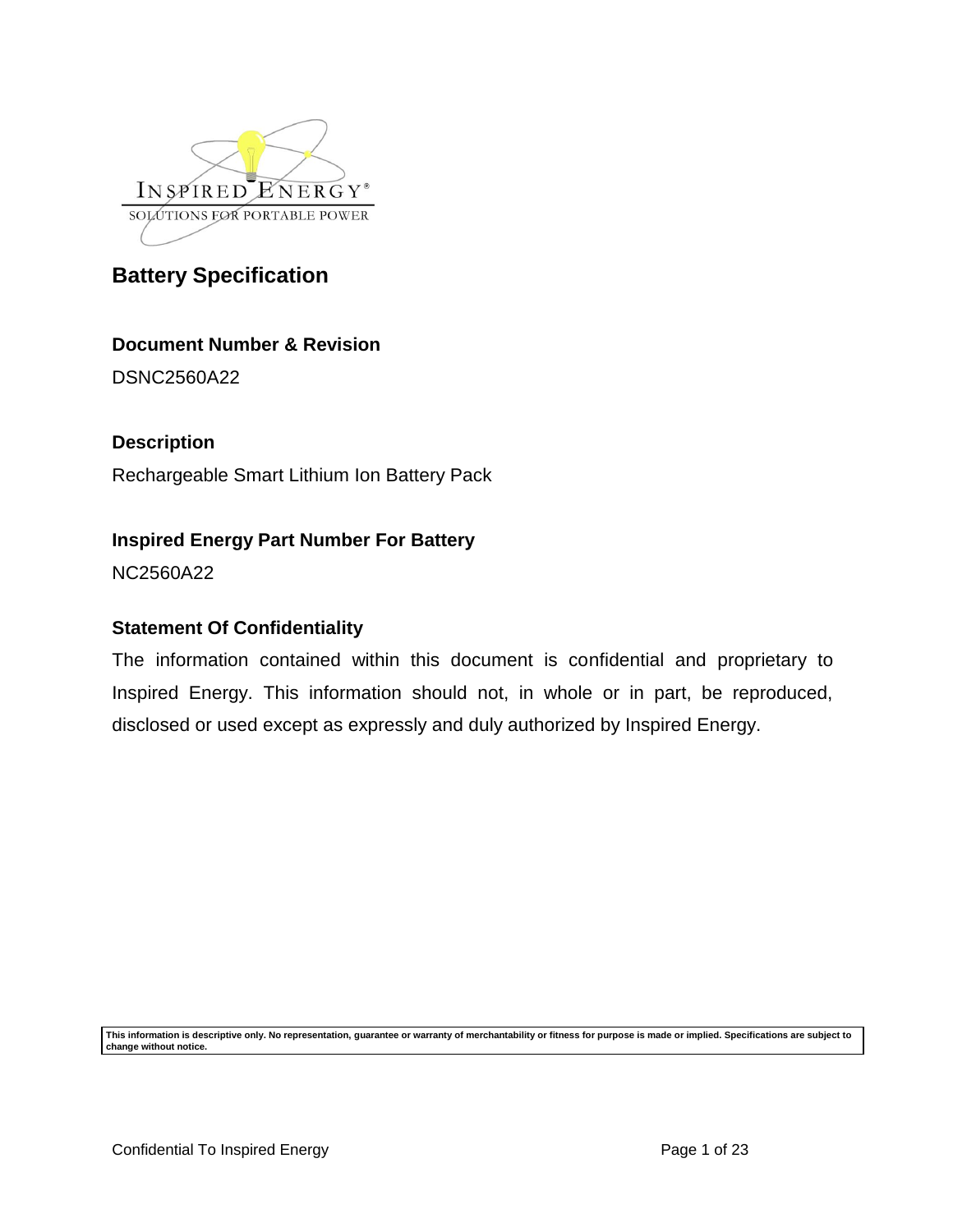INSPIRED ENERGY®
SOLUTIONS FOR PORTABLE POWER

# Battery Specification

### Document Number & Revision

DSNC2560A22

### Description

Rechargeable Smart Lithium Ion Battery Pack

### Inspired Energy Part Number For Battery

NC2560A22

### Statement Of Confidentiality

The information contained within this document is confidential and proprietary to Inspired Energy. This information should not, in whole or in part, be reproduced, disclosed or used except as expressly and duly authorized by Inspired Energy.

**This information is descriptive only. No representation, guarantee or warranty of merchantability or fitness for purpose is made or implied. Specifications are subject to change without notice.**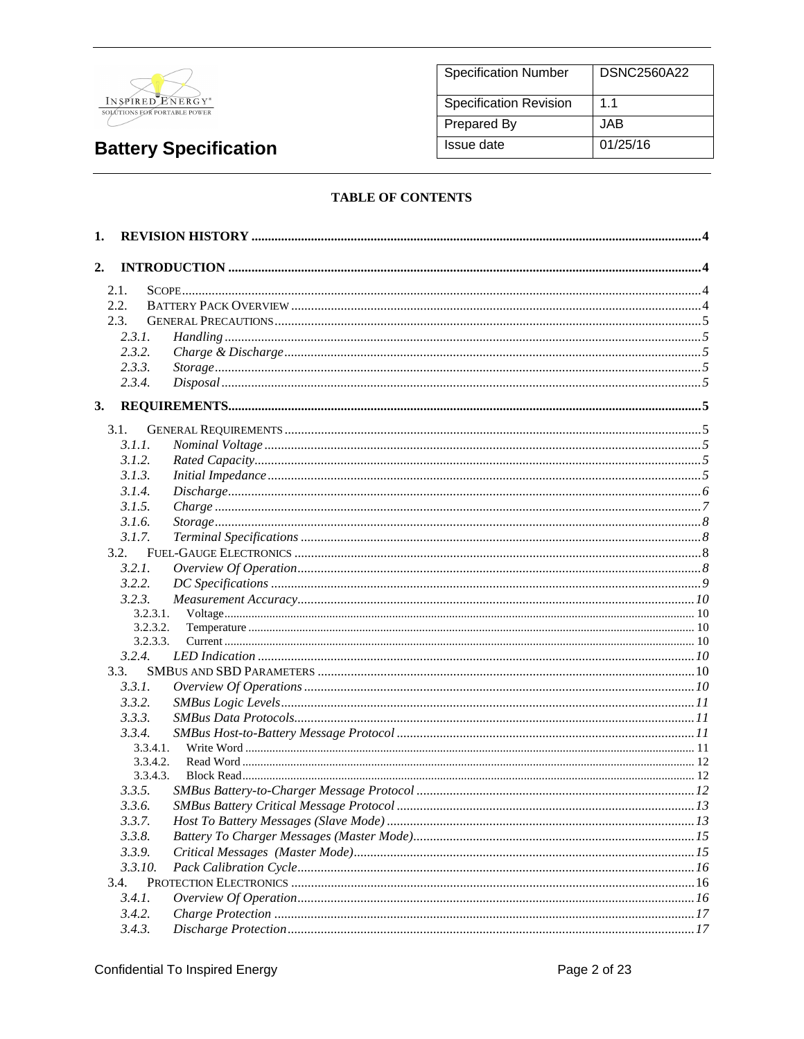**Battery Specification**

| Specification Number | DSNC2560A22 |
|---|---|
| Specification Revision | 1.1 |
| Prepared By | JAB |
| Issue date | 01/25/16 |

**TABLE OF CONTENTS**

**1. REVISION HISTORY ..... 4**

**2. INTRODUCTION ..... 4**

- 2.1. SCOPE ..... 4
- 2.2. BATTERY PACK OVERVIEW ..... 4
- 2.3. GENERAL PRECAUTIONS ..... 5
  - *2.3.1. Handling ..... 5*
  - *2.3.2. Charge & Discharge ..... 5*
  - *2.3.3. Storage ..... 5*
  - *2.3.4. Disposal ..... 5*

**3. REQUIREMENTS ..... 5**

- 3.1. GENERAL REQUIREMENTS ..... 5
  - *3.1.1. Nominal Voltage ..... 5*
  - *3.1.2. Rated Capacity ..... 5*
  - *3.1.3. Initial Impedance ..... 5*
  - *3.1.4. Discharge ..... 6*
  - *3.1.5. Charge ..... 7*
  - *3.1.6. Storage ..... 8*
  - *3.1.7. Terminal Specifications ..... 8*
- 3.2. FUEL-GAUGE ELECTRONICS ..... 8
  - *3.2.1. Overview Of Operation ..... 8*
  - *3.2.2. DC Specifications ..... 9*
  - *3.2.3. Measurement Accuracy ..... 10*
    - 3.2.3.1. Voltage ..... 10
    - 3.2.3.2. Temperature ..... 10
    - 3.2.3.3. Current ..... 10
  - *3.2.4. LED Indication ..... 10*
- 3.3. SMBUS AND SBD PARAMETERS ..... 10
  - *3.3.1. Overview Of Operations ..... 10*
  - *3.3.2. SMBus Logic Levels ..... 11*
  - *3.3.3. SMBus Data Protocols ..... 11*
  - *3.3.4. SMBus Host-to-Battery Message Protocol ..... 11*
    - 3.3.4.1. Write Word ..... 11
    - 3.3.4.2. Read Word ..... 12
    - 3.3.4.3. Block Read ..... 12
  - *3.3.5. SMBus Battery-to-Charger Message Protocol ..... 12*
  - *3.3.6. SMBus Battery Critical Message Protocol ..... 13*
  - *3.3.7. Host To Battery Messages (Slave Mode) ..... 13*
  - *3.3.8. Battery To Charger Messages (Master Mode) ..... 15*
  - *3.3.9. Critical Messages (Master Mode) ..... 15*
  - *3.3.10. Pack Calibration Cycle ..... 16*
- 3.4. PROTECTION ELECTRONICS ..... 16
  - *3.4.1. Overview Of Operation ..... 16*
  - *3.4.2. Charge Protection ..... 17*
  - *3.4.3. Discharge Protection ..... 17*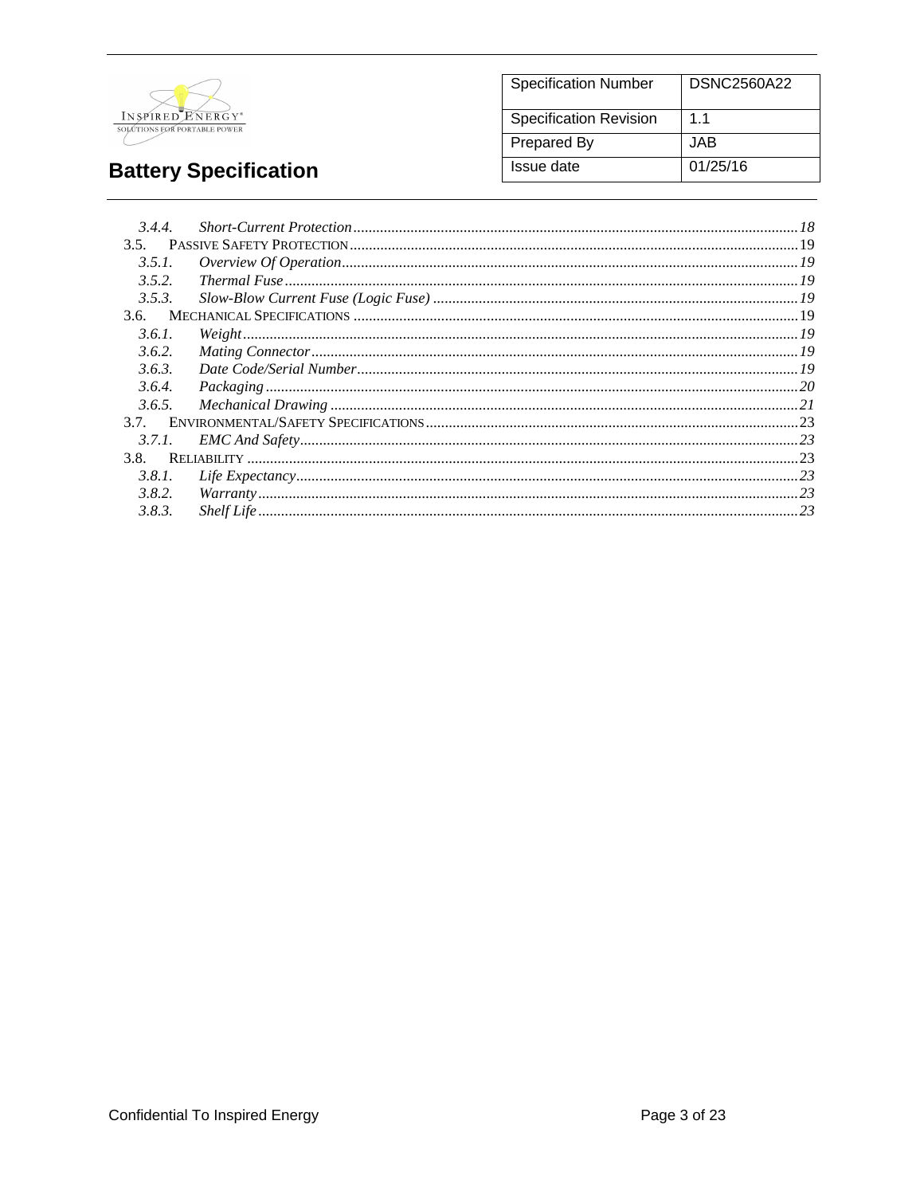| Specification Number | DSNC2560A22 |
|---|---|
| Specification Revision | 1.1 |
| Prepared By | JAB |
| Issue date | 01/25/16 |

**Battery Specification**

- *3.4.4. Short-Current Protection ........ 18*
- 3.5. PASSIVE SAFETY PROTECTION ........ 19
  - *3.5.1. Overview Of Operation ........ 19*
  - *3.5.2. Thermal Fuse ........ 19*
  - *3.5.3. Slow-Blow Current Fuse (Logic Fuse) ........ 19*
- 3.6. MECHANICAL SPECIFICATIONS ........ 19
  - *3.6.1. Weight ........ 19*
  - *3.6.2. Mating Connector ........ 19*
  - *3.6.3. Date Code/Serial Number ........ 19*
  - *3.6.4. Packaging ........ 20*
  - *3.6.5. Mechanical Drawing ........ 21*
- 3.7. ENVIRONMENTAL/SAFETY SPECIFICATIONS ........ 23
  - *3.7.1. EMC And Safety ........ 23*
- 3.8. RELIABILITY ........ 23
  - *3.8.1. Life Expectancy ........ 23*
  - *3.8.2. Warranty ........ 23*
  - *3.8.3. Shelf Life ........ 23*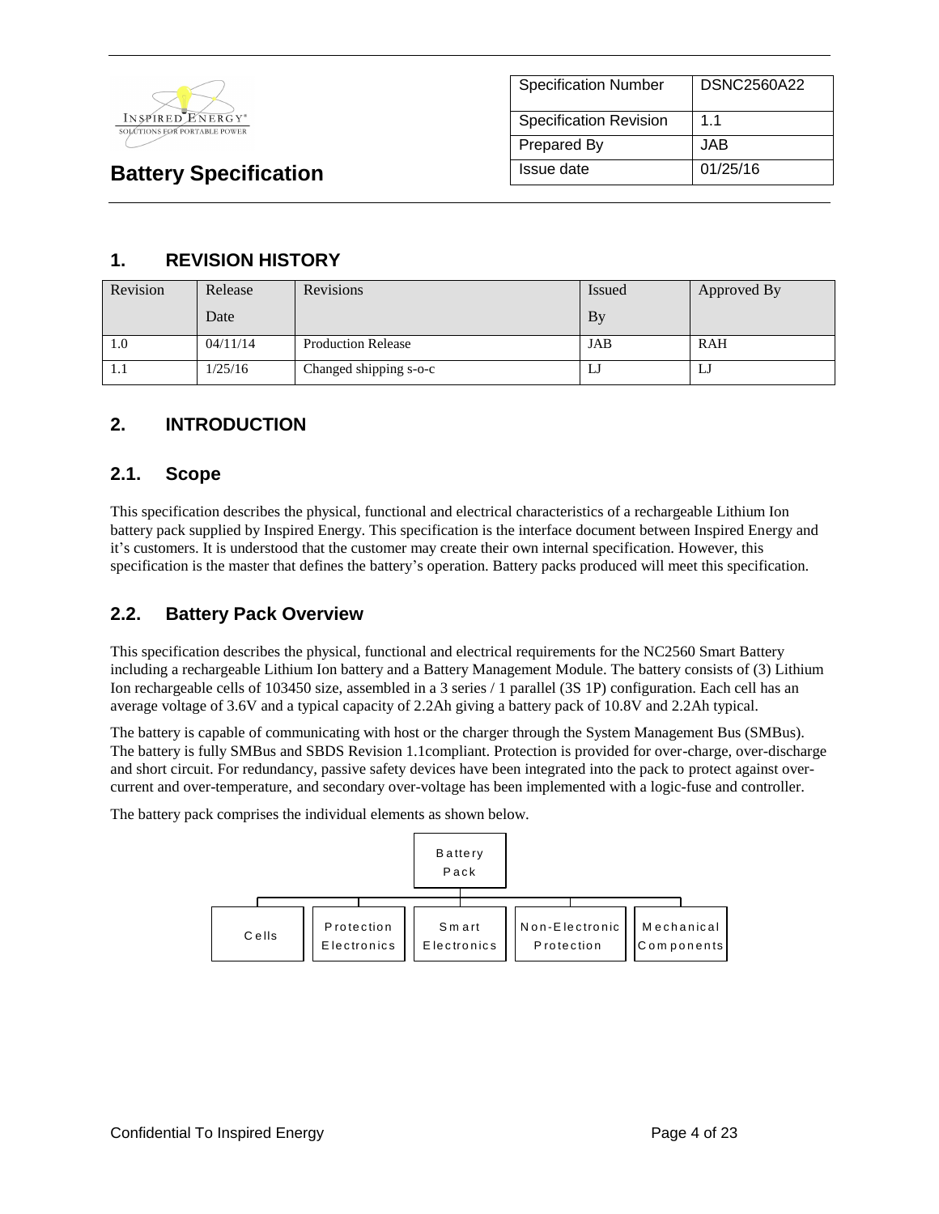| Specification Number | DSNC2560A22 |
|---|---|
| Specification Revision | 1.1 |
| Prepared By | JAB |
| Issue date | 01/25/16 |

# Battery Specification

## 1. REVISION HISTORY

| Revision | Release Date | Revisions | Issued By | Approved By |
|---|---|---|---|---|
| 1.0 | 04/11/14 | Production Release | JAB | RAH |
| 1.1 | 1/25/16 | Changed shipping s-o-c | LJ | LJ |

## 2. INTRODUCTION

### 2.1. Scope

This specification describes the physical, functional and electrical characteristics of a rechargeable Lithium Ion battery pack supplied by Inspired Energy. This specification is the interface document between Inspired Energy and it's customers. It is understood that the customer may create their own internal specification. However, this specification is the master that defines the battery's operation. Battery packs produced will meet this specification.

### 2.2. Battery Pack Overview

This specification describes the physical, functional and electrical requirements for the NC2560 Smart Battery including a rechargeable Lithium Ion battery and a Battery Management Module. The battery consists of (3) Lithium Ion rechargeable cells of 103450 size, assembled in a 3 series / 1 parallel (3S 1P) configuration. Each cell has an average voltage of 3.6V and a typical capacity of 2.2Ah giving a battery pack of 10.8V and 2.2Ah typical.

The battery is capable of communicating with host or the charger through the System Management Bus (SMBus). The battery is fully SMBus and SBDS Revision 1.1compliant. Protection is provided for over-charge, over-discharge and short circuit. For redundancy, passive safety devices have been integrated into the pack to protect against over-current and over-temperature, and secondary over-voltage has been implemented with a logic-fuse and controller.

The battery pack comprises the individual elements as shown below.

- Battery Pack
  - Cells
  - Protection Electronics
  - Smart Electronics
  - Non-Electronic Protection
  - Mechanical Components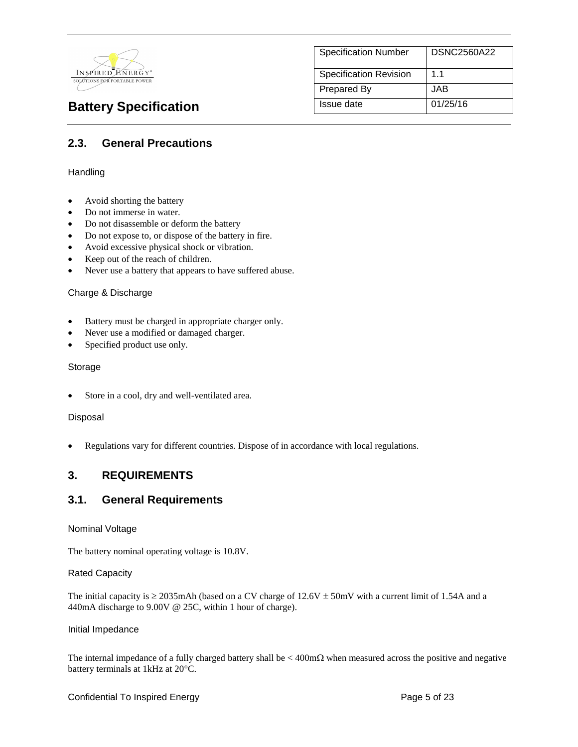## 2.3. General Precautions

Handling

- Avoid shorting the battery
- Do not immerse in water.
- Do not disassemble or deform the battery
- Do not expose to, or dispose of the battery in fire.
- Avoid excessive physical shock or vibration.
- Keep out of the reach of children.
- Never use a battery that appears to have suffered abuse.

Charge & Discharge

- Battery must be charged in appropriate charger only.
- Never use a modified or damaged charger.
- Specified product use only.

Storage

- Store in a cool, dry and well-ventilated area.

Disposal

- Regulations vary for different countries. Dispose of in accordance with local regulations.

# 3. REQUIREMENTS

## 3.1. General Requirements

Nominal Voltage

The battery nominal operating voltage is 10.8V.

Rated Capacity

The initial capacity is ≥ 2035mAh (based on a CV charge of 12.6V ± 50mV with a current limit of 1.54A and a 440mA discharge to 9.00V @ 25C, within 1 hour of charge).

Initial Impedance

The internal impedance of a fully charged battery shall be < 400mΩ when measured across the positive and negative battery terminals at 1kHz at 20°C.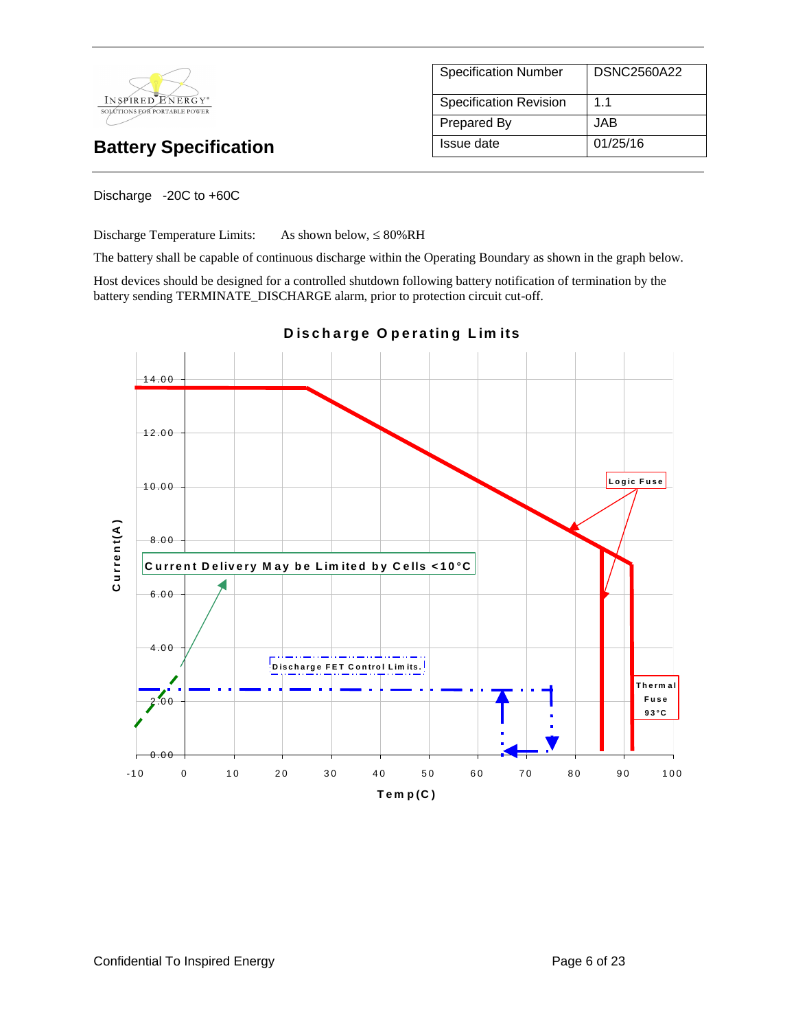| Specification Number | DSNC2560A22 |
|---|---|
| Specification Revision | 1.1 |
| Prepared By | JAB |
| Issue date | 01/25/16 |

## Battery Specification

Discharge -20C to +60C

Discharge Temperature Limits: As shown below, ≤ 80%RH

The battery shall be capable of continuous discharge within the Operating Boundary as shown in the graph below.

Host devices should be designed for a controlled shutdown following battery notification of termination by the battery sending TERMINATE_DISCHARGE alarm, prior to protection circuit cut-off.

**Discharge Operating Limits**

Current Delivery May be Limited by Cells <10°C

Discharge FET Control Limits.

Logic Fuse

Thermal Fuse 93°C

Current(A)

Temp(C)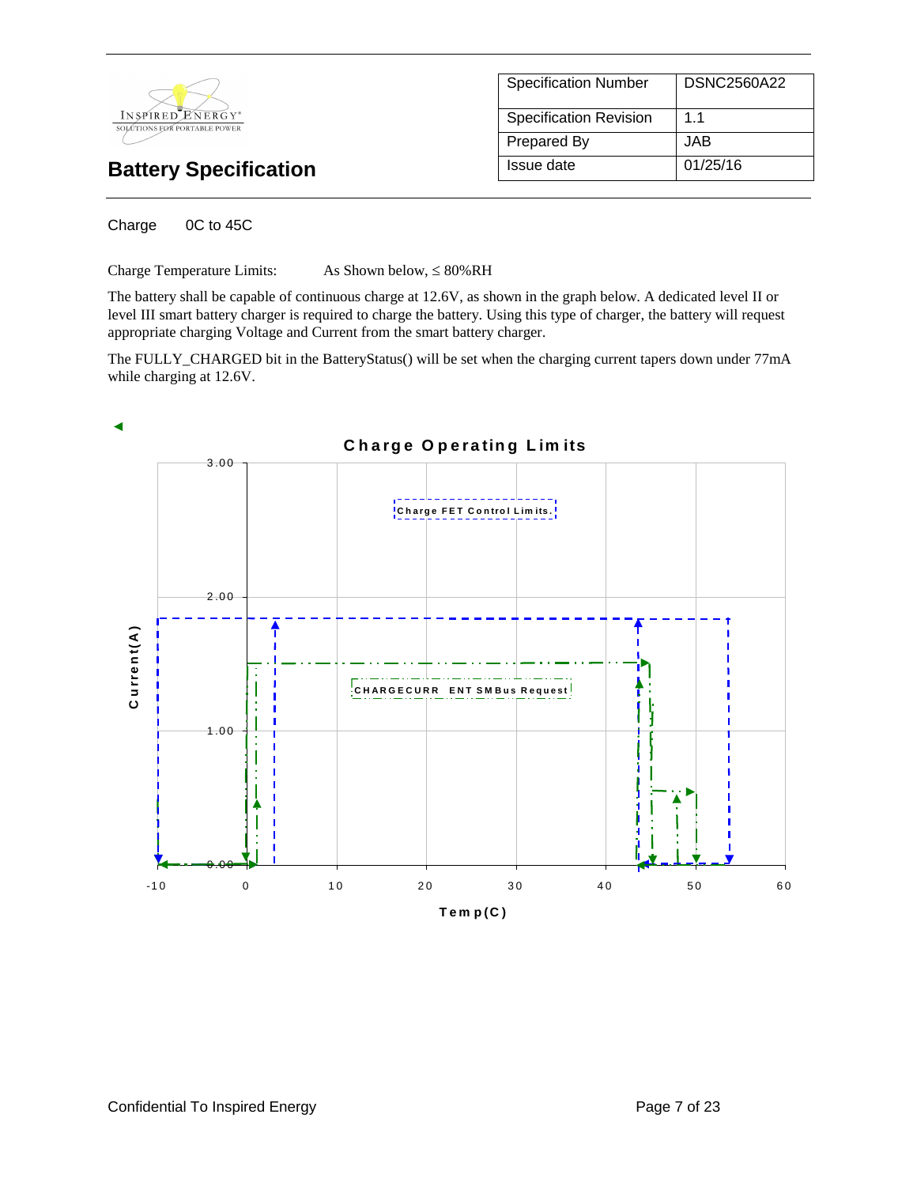Charge 0C to 45C

Charge Temperature Limits: As Shown below, ≤ 80%RH

The battery shall be capable of continuous charge at 12.6V, as shown in the graph below. A dedicated level II or level III smart battery charger is required to charge the battery. Using this type of charger, the battery will request appropriate charging Voltage and Current from the smart battery charger.

The FULLY_CHARGED bit in the BatteryStatus() will be set when the charging current tapers down under 77mA while charging at 12.6V.

**Charge Operating Limits**

Charge FET Control Limits.

CHARGECURRENT SMBus Request

Current(A): 0.00, 1.00, 2.00, 3.00

Temp(C): -10, 0, 10, 20, 30, 40, 50, 60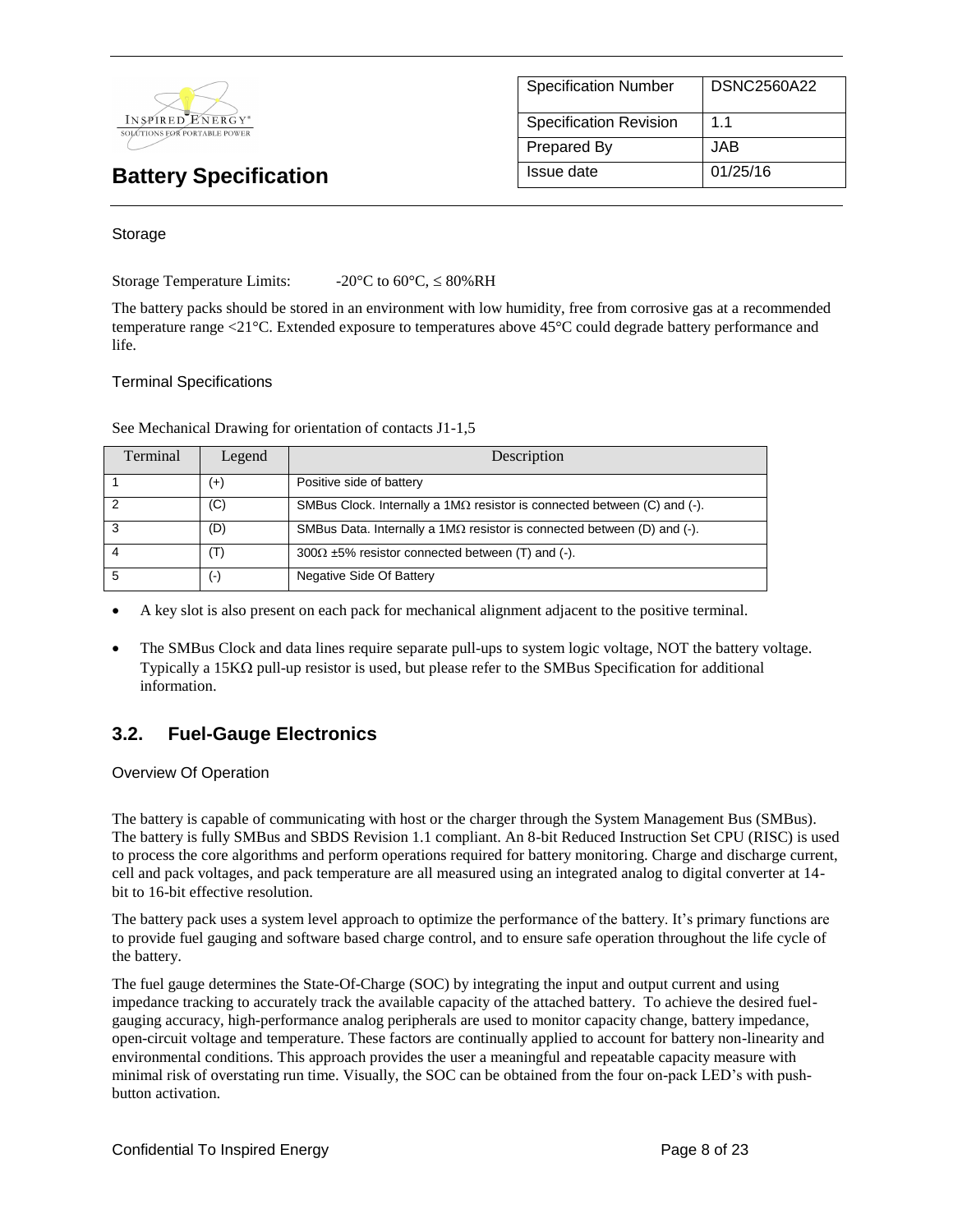Storage

Storage Temperature Limits: -20°C to 60°C, ≤ 80%RH

The battery packs should be stored in an environment with low humidity, free from corrosive gas at a recommended temperature range <21°C. Extended exposure to temperatures above 45°C could degrade battery performance and life.

Terminal Specifications

See Mechanical Drawing for orientation of contacts J1-1,5

| Terminal | Legend | Description |
|---|---|---|
| 1 | (+) | Positive side of battery |
| 2 | (C) | SMBus Clock. Internally a 1MΩ resistor is connected between (C) and (-). |
| 3 | (D) | SMBus Data. Internally a 1MΩ resistor is connected between (D) and (-). |
| 4 | (T) | 300Ω ±5% resistor connected between (T) and (-). |
| 5 | (-) | Negative Side Of Battery |

- A key slot is also present on each pack for mechanical alignment adjacent to the positive terminal.
- The SMBus Clock and data lines require separate pull-ups to system logic voltage, NOT the battery voltage. Typically a 15KΩ pull-up resistor is used, but please refer to the SMBus Specification for additional information.

## 3.2. Fuel-Gauge Electronics

Overview Of Operation

The battery is capable of communicating with host or the charger through the System Management Bus (SMBus). The battery is fully SMBus and SBDS Revision 1.1 compliant. An 8-bit Reduced Instruction Set CPU (RISC) is used to process the core algorithms and perform operations required for battery monitoring. Charge and discharge current, cell and pack voltages, and pack temperature are all measured using an integrated analog to digital converter at 14-bit to 16-bit effective resolution.

The battery pack uses a system level approach to optimize the performance of the battery. It's primary functions are to provide fuel gauging and software based charge control, and to ensure safe operation throughout the life cycle of the battery.

The fuel gauge determines the State-Of-Charge (SOC) by integrating the input and output current and using impedance tracking to accurately track the available capacity of the attached battery. To achieve the desired fuel-gauging accuracy, high-performance analog peripherals are used to monitor capacity change, battery impedance, open-circuit voltage and temperature. These factors are continually applied to account for battery non-linearity and environmental conditions. This approach provides the user a meaningful and repeatable capacity measure with minimal risk of overstating run time. Visually, the SOC can be obtained from the four on-pack LED's with push-button activation.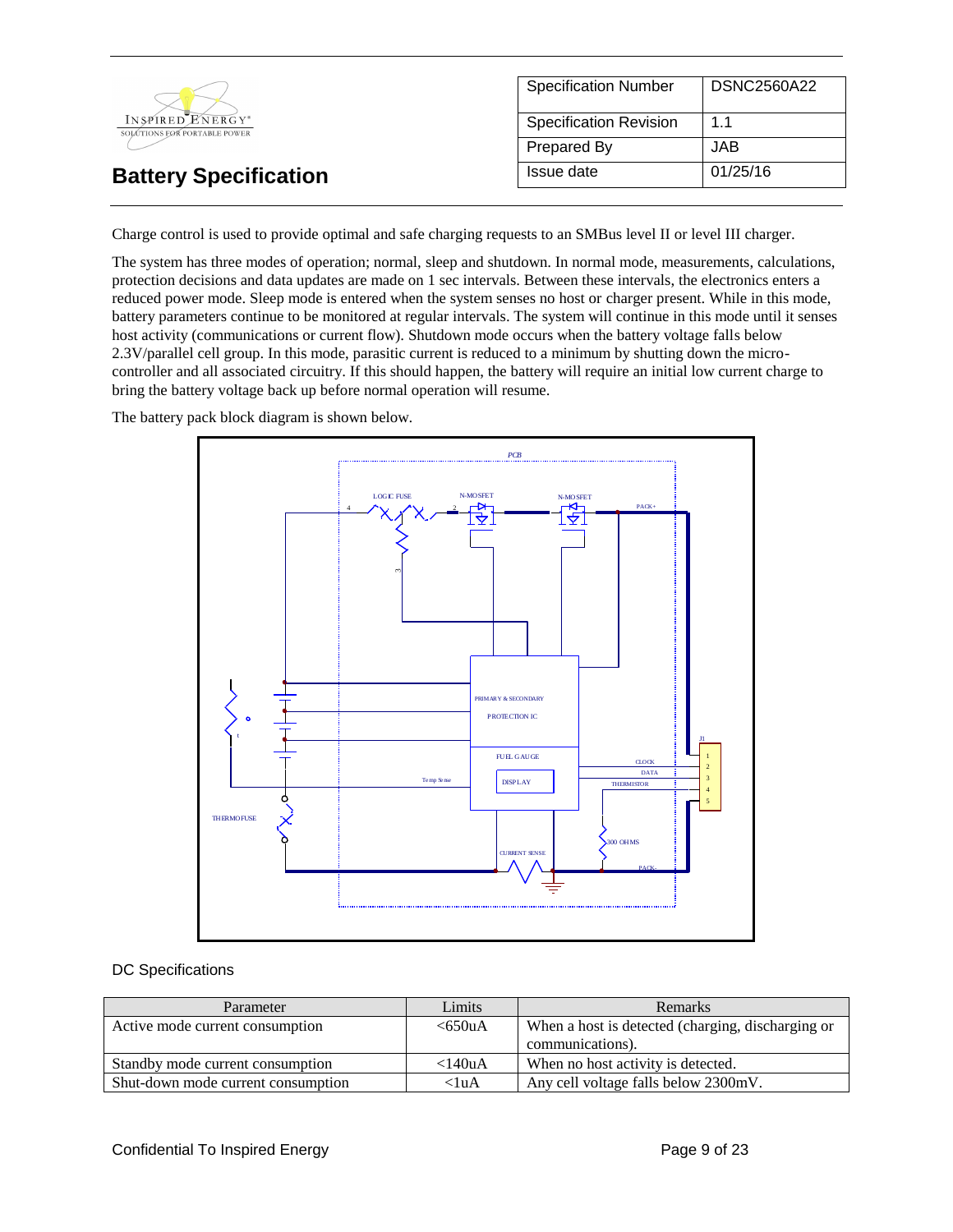Charge control is used to provide optimal and safe charging requests to an SMBus level II or level III charger.

The system has three modes of operation; normal, sleep and shutdown. In normal mode, measurements, calculations, protection decisions and data updates are made on 1 sec intervals. Between these intervals, the electronics enters a reduced power mode. Sleep mode is entered when the system senses no host or charger present. While in this mode, battery parameters continue to be monitored at regular intervals. The system will continue in this mode until it senses host activity (communications or current flow). Shutdown mode occurs when the battery voltage falls below 2.3V/parallel cell group. In this mode, parasitic current is reduced to a minimum by shutting down the micro-controller and all associated circuitry. If this should happen, the battery will require an initial low current charge to bring the battery voltage back up before normal operation will resume.

The battery pack block diagram is shown below.

DC Specifications

| Parameter | Limits | Remarks |
|---|---|---|
| Active mode current consumption | <650uA | When a host is detected (charging, discharging or communications). |
| Standby mode current consumption | <140uA | When no host activity is detected. |
| Shut-down mode current consumption | <1uA | Any cell voltage falls below 2300mV. |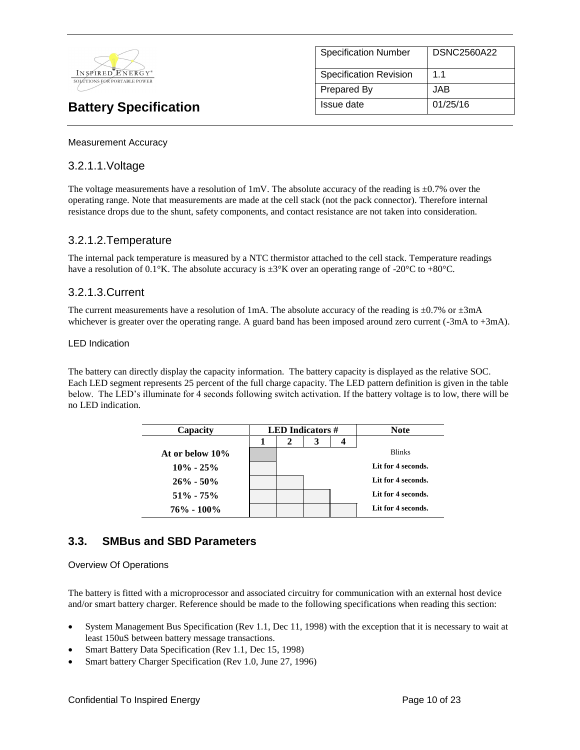Measurement Accuracy

### 3.2.1.1.Voltage

The voltage measurements have a resolution of 1mV. The absolute accuracy of the reading is ±0.7% over the operating range. Note that measurements are made at the cell stack (not the pack connector). Therefore internal resistance drops due to the shunt, safety components, and contact resistance are not taken into consideration.

### 3.2.1.2.Temperature

The internal pack temperature is measured by a NTC thermistor attached to the cell stack. Temperature readings have a resolution of 0.1°K. The absolute accuracy is ±3°K over an operating range of -20°C to +80°C.

### 3.2.1.3.Current

The current measurements have a resolution of 1mA. The absolute accuracy of the reading is ±0.7% or ±3mA whichever is greater over the operating range. A guard band has been imposed around zero current (-3mA to +3mA).

LED Indication

The battery can directly display the capacity information. The battery capacity is displayed as the relative SOC. Each LED segment represents 25 percent of the full charge capacity. The LED pattern definition is given in the table below. The LED's illuminate for 4 seconds following switch activation. If the battery voltage is to low, there will be no LED indication.

| Capacity | LED Indicators # | | | | Note |
|---|---|---|---|---|---|
| | 1 | 2 | 3 | 4 | |
| **At or below 10%** | ■ | | | | Blinks |
| **10% - 25%** | ■ | | | | **Lit for 4 seconds.** |
| **26% - 50%** | ■ | ■ | | | **Lit for 4 seconds.** |
| **51% - 75%** | ■ | ■ | ■ | | **Lit for 4 seconds.** |
| **76% - 100%** | ■ | ■ | ■ | ■ | **Lit for 4 seconds.** |

## 3.3. SMBus and SBD Parameters

Overview Of Operations

The battery is fitted with a microprocessor and associated circuitry for communication with an external host device and/or smart battery charger. Reference should be made to the following specifications when reading this section:

- System Management Bus Specification (Rev 1.1, Dec 11, 1998) with the exception that it is necessary to wait at least 150uS between battery message transactions.
- Smart Battery Data Specification (Rev 1.1, Dec 15, 1998)
- Smart battery Charger Specification (Rev 1.0, June 27, 1996)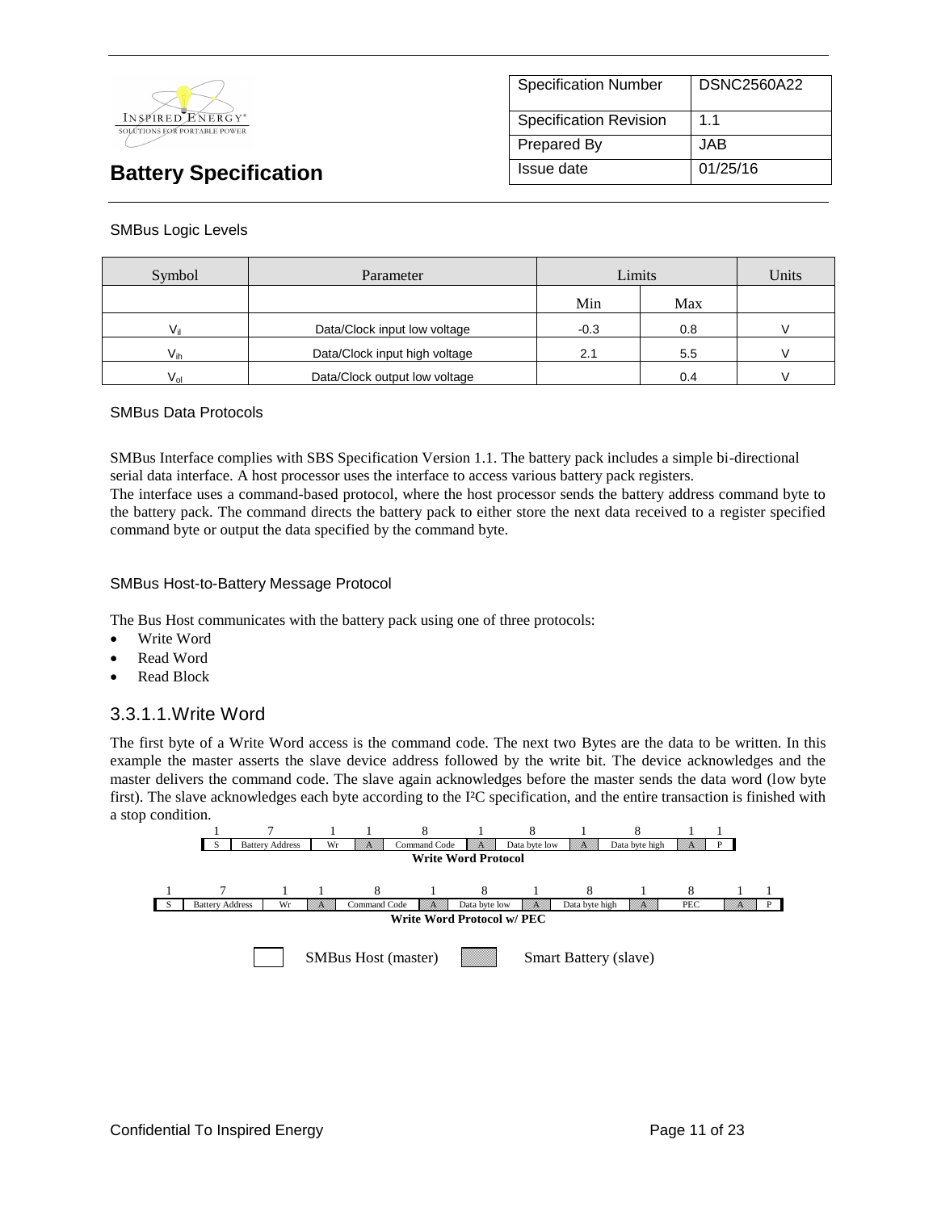SMBus Logic Levels

| Symbol | Parameter | Limits | | Units |
|---|---|---|---|---|
| | | Min | Max | |
| $V_{il}$ | Data/Clock input low voltage | -0.3 | 0.8 | V |
| $V_{ih}$ | Data/Clock input high voltage | 2.1 | 5.5 | V |
| $V_{ol}$ | Data/Clock output low voltage | | 0.4 | V |

SMBus Data Protocols

SMBus Interface complies with SBS Specification Version 1.1. The battery pack includes a simple bi-directional serial data interface. A host processor uses the interface to access various battery pack registers.
The interface uses a command-based protocol, where the host processor sends the battery address command byte to the battery pack. The command directs the battery pack to either store the next data received to a register specified command byte or output the data specified by the command byte.

SMBus Host-to-Battery Message Protocol

The Bus Host communicates with the battery pack using one of three protocols:

- Write Word
- Read Word
- Read Block

### 3.3.1.1.Write Word

The first byte of a Write Word access is the command code. The next two Bytes are the data to be written. In this example the master asserts the slave device address followed by the write bit. The device acknowledges and the master delivers the command code. The slave again acknowledges before the master sends the data word (low byte first). The slave acknowledges each byte according to the I²C specification, and the entire transaction is finished with a stop condition.

| 1 | 7 | 1 | 1 | 8 | 1 | 8 | 1 | 8 | 1 | 1 |
|---|---|---|---|---|---|---|---|---|---|---|
| S | Battery Address | Wr | A | Command Code | A | Data byte low | A | Data byte high | A | P |

**Write Word Protocol**

| 1 | 7 | 1 | 1 | 8 | 1 | 8 | 1 | 8 | 1 | 8 | 1 | 1 |
|---|---|---|---|---|---|---|---|---|---|---|---|---|
| S | Battery Address | Wr | A | Command Code | A | Data byte low | A | Data byte high | A | PEC | A | P |

**Write Word Protocol w/ PEC**

SMBus Host (master) &nbsp;&nbsp;&nbsp; Smart Battery (slave)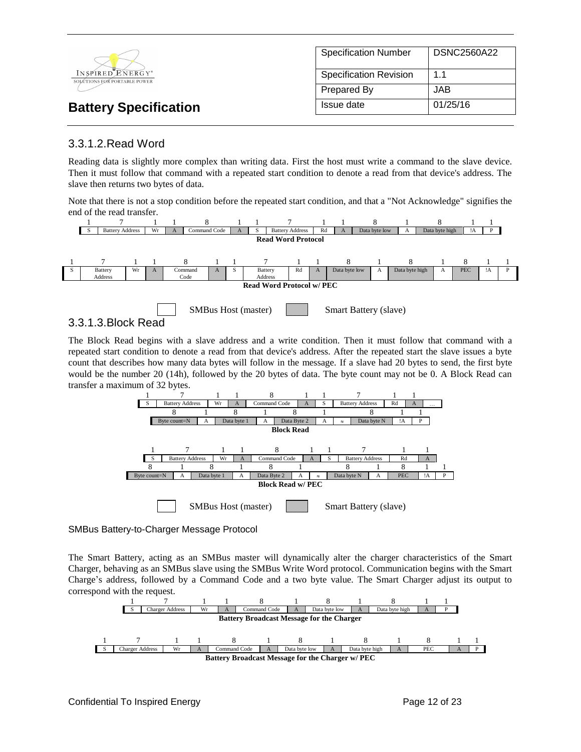### 3.3.1.2. Read Word

Reading data is slightly more complex than writing data. First the host must write a command to the slave device. Then it must follow that command with a repeated start condition to denote a read from that device's address. The slave then returns two bytes of data.

Note that there is not a stop condition before the repeated start condition, and that a "Not Acknowledge" signifies the end of the read transfer.

| 1 | 7 | 1 | 1 | 8 | 1 | 1 | 7 | 1 | 1 | 8 | 1 | 8 | 1 | 1 |
|---|---|---|---|---|---|---|---|---|---|---|---|---|---|---|
| S | Battery Address | Wr | A | Command Code | A | S | Battery Address | Rd | A | Data byte low | A | Data byte high | !A | P |

**Read Word Protocol**

| 1 | 7 | 1 | 1 | 8 | 1 | 1 | 7 | 1 | 1 | 8 | 1 | 8 | 1 | 8 | 1 | 1 |
|---|---|---|---|---|---|---|---|---|---|---|---|---|---|---|---|---|
| S | Battery Address | Wr | A | Command Code | A | S | Battery Address | Rd | A | Data byte low | A | Data byte high | A | PEC | !A | P |

**Read Word Protocol w/ PEC**

SMBus Host (master) | Smart Battery (slave)

### 3.3.1.3. Block Read

The Block Read begins with a slave address and a write condition. Then it must follow that command with a repeated start condition to denote a read from that device's address. After the repeated start the slave issues a byte count that describes how many data bytes will follow in the message. If a slave had 20 bytes to send, the first byte would be the number 20 (14h), followed by the 20 bytes of data. The byte count may not be 0. A Block Read can transfer a maximum of 32 bytes.

| 1 | 7 | 1 | 1 | 8 | 1 | 1 | 7 | 1 | 1 | |
|---|---|---|---|---|---|---|---|---|---|---|
| S | Battery Address | Wr | A | Command Code | A | S | Battery Address | Rd | A | … |

| 8 | 1 | 8 | 1 | 8 | 1 | | 8 | 1 | 1 |
|---|---|---|---|---|---|---|---|---|---|
| Byte count=N | A | Data byte 1 | A | Data Byte 2 | A | ≈ | Data byte N | !A | P |

**Block Read**

| 1 | 7 | 1 | 1 | 8 | 1 | 1 | 7 | 1 | 1 |
|---|---|---|---|---|---|---|---|---|---|
| S | Battery Address | Wr | A | Command Code | A | S | Battery Address | Rd | A |

| 8 | 1 | 8 | 1 | 8 | 1 | | 8 | 1 | 8 | 1 | 1 |
|---|---|---|---|---|---|---|---|---|---|---|---|
| Byte count=N | A | Data byte 1 | A | Data Byte 2 | A | ≈ | Data byte N | A | PEC | !A | P |

**Block Read w/ PEC**

SMBus Host (master) | Smart Battery (slave)

#### SMBus Battery-to-Charger Message Protocol

The Smart Battery, acting as an SMBus master will dynamically alter the charger characteristics of the Smart Charger, behaving as an SMBus slave using the SMBus Write Word protocol. Communication begins with the Smart Charge's address, followed by a Command Code and a two byte value. The Smart Charger adjust its output to correspond with the request.

| 1 | 7 | 1 | 1 | 8 | 1 | 8 | 1 | 8 | 1 | 1 |
|---|---|---|---|---|---|---|---|---|---|---|
| S | Charger Address | Wr | A | Command Code | A | Data byte low | A | Data byte high | A | P |

**Battery Broadcast Message for the Charger**

| 1 | 7 | 1 | 1 | 8 | 1 | 8 | 1 | 8 | 1 | 8 | 1 | 1 |
|---|---|---|---|---|---|---|---|---|---|---|---|---|
| S | Charger Address | Wr | A | Command Code | A | Data byte low | A | Data byte high | A | PEC | A | P |

**Battery Broadcast Message for the Charger w/ PEC**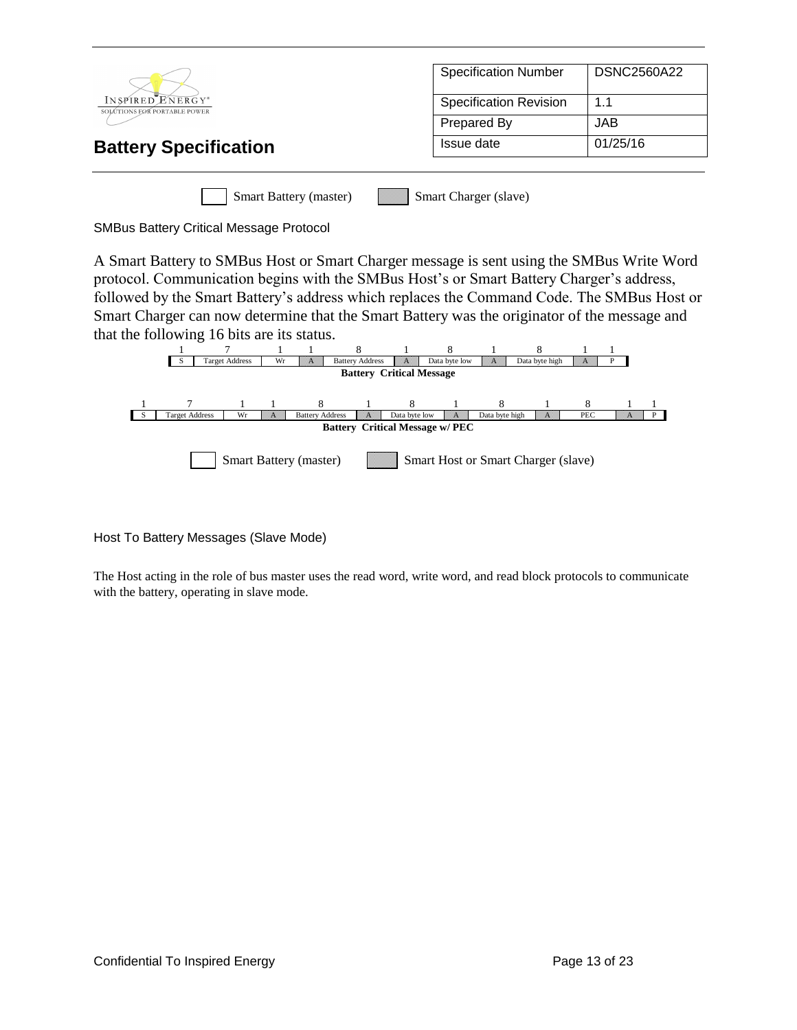| Specification Number | DSNC2560A22 |
|---|---|
| Specification Revision | 1.1 |
| Prepared By | JAB |
| Issue date | 01/25/16 |

# Battery Specification

Smart Battery (master) &nbsp;&nbsp; Smart Charger (slave)

SMBus Battery Critical Message Protocol

A Smart Battery to SMBus Host or Smart Charger message is sent using the SMBus Write Word protocol. Communication begins with the SMBus Host's or Smart Battery Charger's address, followed by the Smart Battery's address which replaces the Command Code. The SMBus Host or Smart Charger can now determine that the Smart Battery was the originator of the message and that the following 16 bits are its status.

| 1 | 7 | 1 | 1 | 8 | 1 | 8 | 1 | 8 | 1 | 1 |
|---|---|---|---|---|---|---|---|---|---|---|
| S | Target Address | Wr | A | Battery Address | A | Data byte low | A | Data byte high | A | P |

**Battery Critical Message**

| 1 | 7 | 1 | 1 | 8 | 1 | 8 | 1 | 8 | 1 | 8 | 1 | 1 |
|---|---|---|---|---|---|---|---|---|---|---|---|---|
| S | Target Address | Wr | A | Battery Address | A | Data byte low | A | Data byte high | A | PEC | A | P |

**Battery Critical Message w/ PEC**

Smart Battery (master) &nbsp;&nbsp; Smart Host or Smart Charger (slave)

Host To Battery Messages (Slave Mode)

The Host acting in the role of bus master uses the read word, write word, and read block protocols to communicate with the battery, operating in slave mode.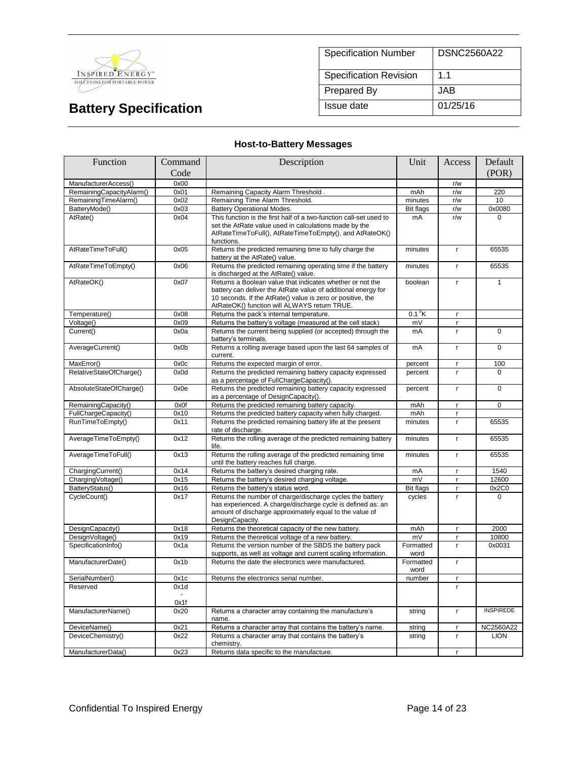| Specification Number | DSNC2560A22 |
|---|---|
| Specification Revision | 1.1 |
| Prepared By | JAB |
| Issue date | 01/25/16 |

# Battery Specification

### Host-to-Battery Messages

| Function | Command Code | Description | Unit | Access | Default (POR) |
|---|---|---|---|---|---|
| ManufacturerAccess() | 0x00 | | | r/w | |
| RemainingCapacityAlarm() | 0x01 | Remaining Capacity Alarm Threshold . | mAh | r/w | 220 |
| RemainingTimeAlarm() | 0x02 | Remaining Time Alarm Threshold. | minutes | r/w | 10 |
| BatteryMode() | 0x03 | Battery Operational Modes. | Bit flags | r/w | 0x0080 |
| AtRate() | 0x04 | This function is the first half of a two-function call-set used to set the AtRate value used in calculations made by the AtRateTimeToFull(), AtRateTimeToEmpty(), and AtRateOK() functions. | mA | r/w | 0 |
| AtRateTimeToFull() | 0x05 | Returns the predicted remaining time to fully charge the battery at the AtRate() value. | minutes | r | 65535 |
| AtRateTimeToEmpty() | 0x06 | Returns the predicted remaining operating time if the battery is discharged at the AtRate() value. | minutes | r | 65535 |
| AtRateOK() | 0x07 | Returns a Boolean value that indicates whether or not the battery can deliver the AtRate value of additional energy for 10 seconds. If the AtRate() value is zero or positive, the AtRateOK() function will ALWAYS return TRUE. | boolean | r | 1 |
| Temperature() | 0x08 | Returns the pack's internal temperature. | 0.1 °K | r | |
| Voltage() | 0x09 | Returns the battery's voltage (measured at the cell stack) | mV | r | |
| Current() | 0x0a | Returns the current being supplied (or accepted) through the battery's terminals. | mA | r | 0 |
| AverageCurrent() | 0x0b | Returns a rolling average based upon the last 64 samples of current. | mA | r | 0 |
| MaxError() | 0x0c | Returns the expected margin of error. | percent | r | 100 |
| RelativeStateOfCharge() | 0x0d | Returns the predicted remaining battery capacity expressed as a percentage of FullChargeCapacity(). | percent | r | 0 |
| AbsoluteStateOfCharge() | 0x0e | Returns the predicted remaining battery capacity expressed as a percentage of DesignCapacity(). | percent | r | 0 |
| RemainingCapacity() | 0x0f | Returns the predicted remaining battery capacity. | mAh | r | 0 |
| FullChargeCapacity() | 0x10 | Returns the predicted battery capacity when fully charged. | mAh | r | |
| RunTimeToEmpty() | 0x11 | Returns the predicted remaining battery life at the present rate of discharge. | minutes | r | 65535 |
| AverageTimeToEmpty() | 0x12 | Returns the rolling average of the predicted remaining battery life. | minutes | r | 65535 |
| AverageTimeToFull() | 0x13 | Returns the rolling average of the predicted remaining time until the battery reaches full charge. | minutes | r | 65535 |
| ChargingCurrent() | 0x14 | Returns the battery's desired charging rate. | mA | r | 1540 |
| ChargingVoltage() | 0x15 | Returns the battery's desired charging voltage. | mV | r | 12600 |
| BatteryStatus() | 0x16 | Returns the battery's status word. | Bit flags | r | 0x2C0 |
| CycleCount() | 0x17 | Returns the number of charge/discharge cycles the battery has experienced. A charge/discharge cycle is defined as: an amount of discharge approximately equal to the value of DesignCapacity. | cycles | r | 0 |
| DesignCapacity() | 0x18 | Returns the theoretical capacity of the new battery. | mAh | r | 2000 |
| DesignVoltage() | 0x19 | Returns the theoretical voltage of a new battery. | mV | r | 10800 |
| SpecificationInfo() | 0x1a | Returns the version number of the SBDS the battery pack supports, as well as voltage and current scaling information. | Formatted word | r | 0x0031 |
| ManufacturerDate() | 0x1b | Returns the date the electronics were manufactured. | Formatted word | r | |
| SerialNumber() | 0x1c | Returns the electronics serial number. | number | r | |
| Reserved | 0x1d - 0x1f | | | r | |
| ManufacturerName() | 0x20 | Returns a character array containing the manufacture's name. | string | r | INSPIREDE |
| DeviceName() | 0x21 | Returns a character array that contains the battery's name. | string | r | NC2560A22 |
| DeviceChemistry() | 0x22 | Returns a character array that contains the battery's chemistry. | string | r | LION |
| ManufacturerData() | 0x23 | Returns data specific to the manufacture. | | r | |

Confidential To Inspired Energy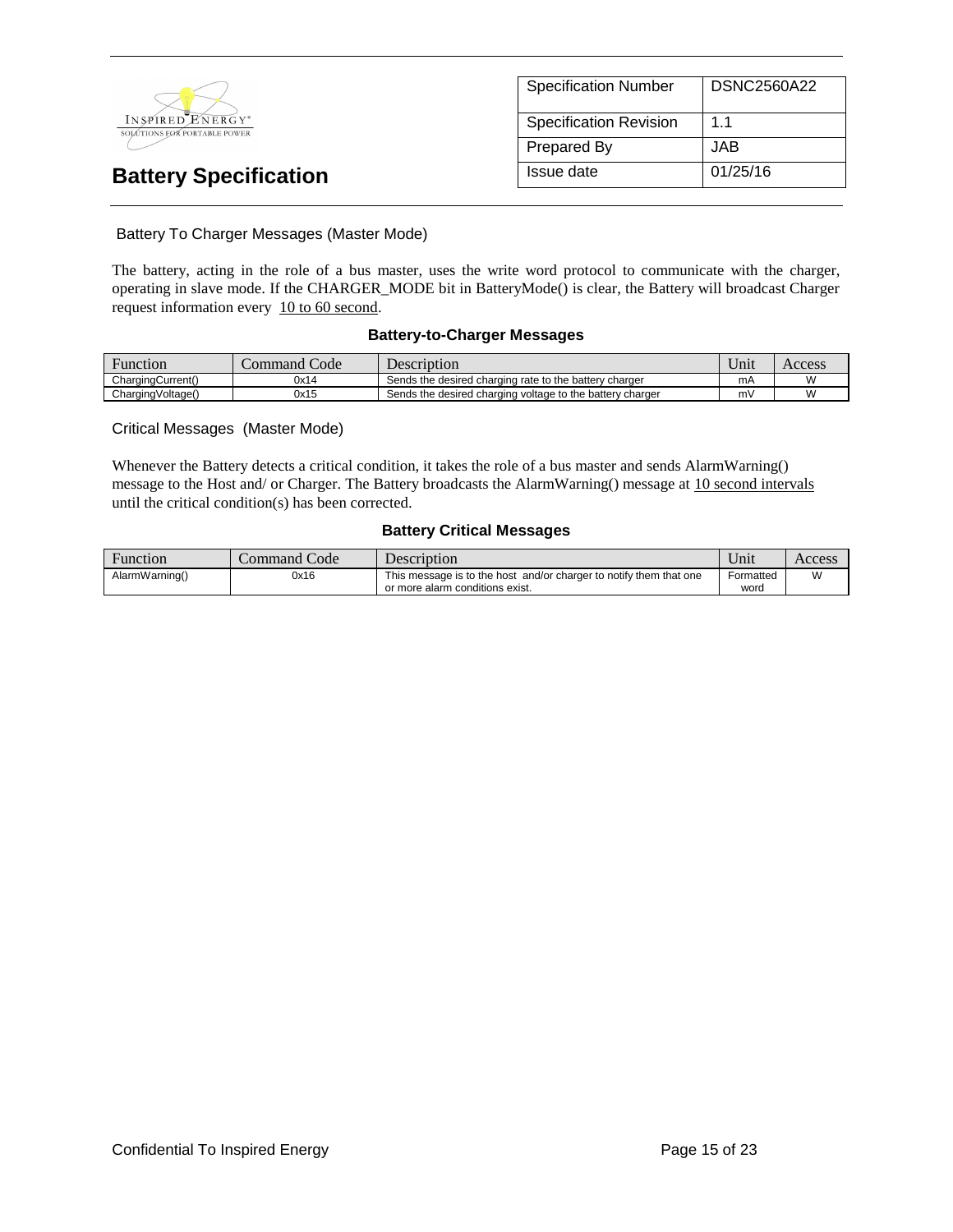# Battery Specification

| Specification Number | DSNC2560A22 |
|---|---|
| Specification Revision | 1.1 |
| Prepared By | JAB |
| Issue date | 01/25/16 |

## Battery To Charger Messages (Master Mode)

The battery, acting in the role of a bus master, uses the write word protocol to communicate with the charger, operating in slave mode. If the CHARGER_MODE bit in BatteryMode() is clear, the Battery will broadcast Charger request information every 10 to 60 second.

**Battery-to-Charger Messages**

| Function | Command Code | Description | Unit | Access |
|---|---|---|---|---|
| ChargingCurrent() | 0x14 | Sends the desired charging rate to the battery charger | mA | W |
| ChargingVoltage() | 0x15 | Sends the desired charging voltage to the battery charger | mV | W |

## Critical Messages (Master Mode)

Whenever the Battery detects a critical condition, it takes the role of a bus master and sends AlarmWarning() message to the Host and/ or Charger. The Battery broadcasts the AlarmWarning() message at 10 second intervals until the critical condition(s) has been corrected.

**Battery Critical Messages**

| Function | Command Code | Description | Unit | Access |
|---|---|---|---|---|
| AlarmWarning() | 0x16 | This message is to the host and/or charger to notify them that one or more alarm conditions exist. | Formatted word | W |

Confidential To Inspired Energy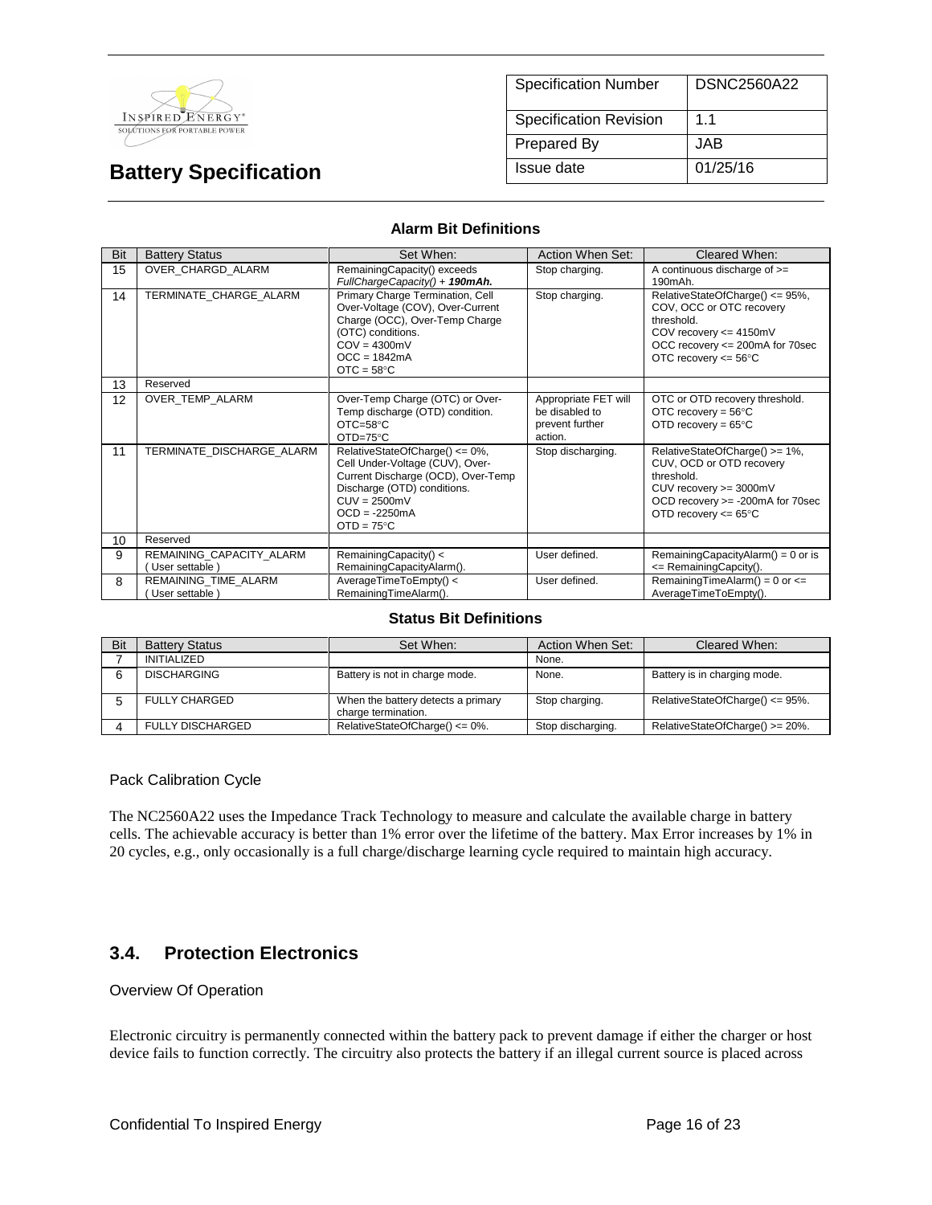#### Alarm Bit Definitions

| Bit | Battery Status | Set When: | Action When Set: | Cleared When: |
|---|---|---|---|---|
| 15 | OVER_CHARGD_ALARM | RemainingCapacity() exceeds *FullChargeCapacity() + **190mAh.*** | Stop charging. | A continuous discharge of >= 190mAh. |
| 14 | TERMINATE_CHARGE_ALARM | Primary Charge Termination, Cell Over-Voltage (COV), Over-Current Charge (OCC), Over-Temp Charge (OTC) conditions.<br>COV = 4300mV<br>OCC = 1842mA<br>OTC = 58°C | Stop charging. | RelativeStateOfCharge() <= 95%, COV, OCC or OTC recovery threshold.<br>COV recovery <= 4150mV<br>OCC recovery <= 200mA for 70sec<br>OTC recovery <= 56°C |
| 13 | Reserved | | | |
| 12 | OVER_TEMP_ALARM | Over-Temp Charge (OTC) or Over-Temp discharge (OTD) condition.<br>OTC=58°C<br>OTD=75°C | Appropriate FET will be disabled to prevent further action. | OTC or OTD recovery threshold.<br>OTC recovery = 56°C<br>OTD recovery = 65°C |
| 11 | TERMINATE_DISCHARGE_ALARM | RelativeStateOfCharge() <= 0%, Cell Under-Voltage (CUV), Over-Current Discharge (OCD), Over-Temp Discharge (OTD) conditions.<br>CUV = 2500mV<br>OCD = -2250mA<br>OTD = 75°C | Stop discharging. | RelativeStateOfCharge() >= 1%, CUV, OCD or OTD recovery threshold.<br>CUV recovery >= 3000mV<br>OCD recovery >= -200mA for 70sec<br>OTD recovery <= 65°C |
| 10 | Reserved | | | |
| 9 | REMAINING_CAPACITY_ALARM ( User settable ) | RemainingCapacity() < RemainingCapacityAlarm(). | User defined. | RemainingCapacityAlarm() = 0 or is <= RemainingCapcity(). |
| 8 | REMAINING_TIME_ALARM ( User settable ) | AverageTimeToEmpty() < RemainingTimeAlarm(). | User defined. | RemainingTimeAlarm() = 0 or <= AverageTimeToEmpty(). |

#### Status Bit Definitions

| Bit | Battery Status | Set When: | Action When Set: | Cleared When: |
|---|---|---|---|---|
| 7 | INITIALIZED | | None. | |
| 6 | DISCHARGING | Battery is not in charge mode. | None. | Battery is in charging mode. |
| 5 | FULLY CHARGED | When the battery detects a primary charge termination. | Stop charging. | RelativeStateOfCharge() <= 95%. |
| 4 | FULLY DISCHARGED | RelativeStateOfCharge() <= 0%. | Stop discharging. | RelativeStateOfCharge() >= 20%. |

Pack Calibration Cycle

The NC2560A22 uses the Impedance Track Technology to measure and calculate the available charge in battery cells. The achievable accuracy is better than 1% error over the lifetime of the battery. Max Error increases by 1% in 20 cycles, e.g., only occasionally is a full charge/discharge learning cycle required to maintain high accuracy.

## 3.4. Protection Electronics

Overview Of Operation

Electronic circuitry is permanently connected within the battery pack to prevent damage if either the charger or host device fails to function correctly. The circuitry also protects the battery if an illegal current source is placed across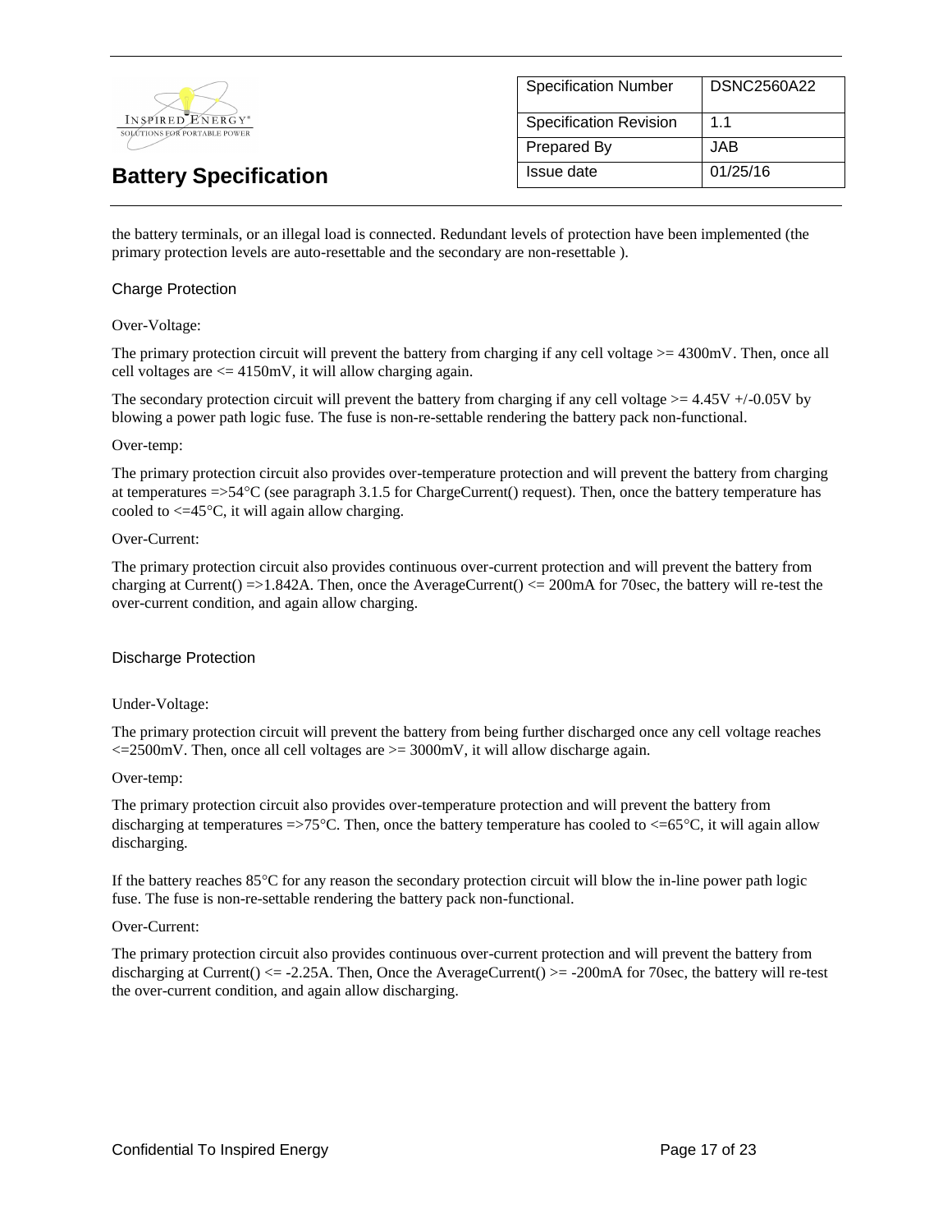the battery terminals, or an illegal load is connected. Redundant levels of protection have been implemented (the primary protection levels are auto-resettable and the secondary are non-resettable ).

### Charge Protection

Over-Voltage:

The primary protection circuit will prevent the battery from charging if any cell voltage >= 4300mV. Then, once all cell voltages are <= 4150mV, it will allow charging again.

The secondary protection circuit will prevent the battery from charging if any cell voltage >= 4.45V +/-0.05V by blowing a power path logic fuse. The fuse is non-re-settable rendering the battery pack non-functional.

Over-temp:

The primary protection circuit also provides over-temperature protection and will prevent the battery from charging at temperatures =>54°C (see paragraph 3.1.5 for ChargeCurrent() request). Then, once the battery temperature has cooled to <=45°C, it will again allow charging.

Over-Current:

The primary protection circuit also provides continuous over-current protection and will prevent the battery from charging at Current() =>1.842A. Then, once the AverageCurrent() <= 200mA for 70sec, the battery will re-test the over-current condition, and again allow charging.

### Discharge Protection

Under-Voltage:

The primary protection circuit will prevent the battery from being further discharged once any cell voltage reaches <=2500mV. Then, once all cell voltages are >= 3000mV, it will allow discharge again.

Over-temp:

The primary protection circuit also provides over-temperature protection and will prevent the battery from discharging at temperatures =>75°C. Then, once the battery temperature has cooled to <=65°C, it will again allow discharging.

If the battery reaches 85°C for any reason the secondary protection circuit will blow the in-line power path logic fuse. The fuse is non-re-settable rendering the battery pack non-functional.

Over-Current:

The primary protection circuit also provides continuous over-current protection and will prevent the battery from discharging at Current() <= -2.25A. Then, Once the AverageCurrent() >= -200mA for 70sec, the battery will re-test the over-current condition, and again allow discharging.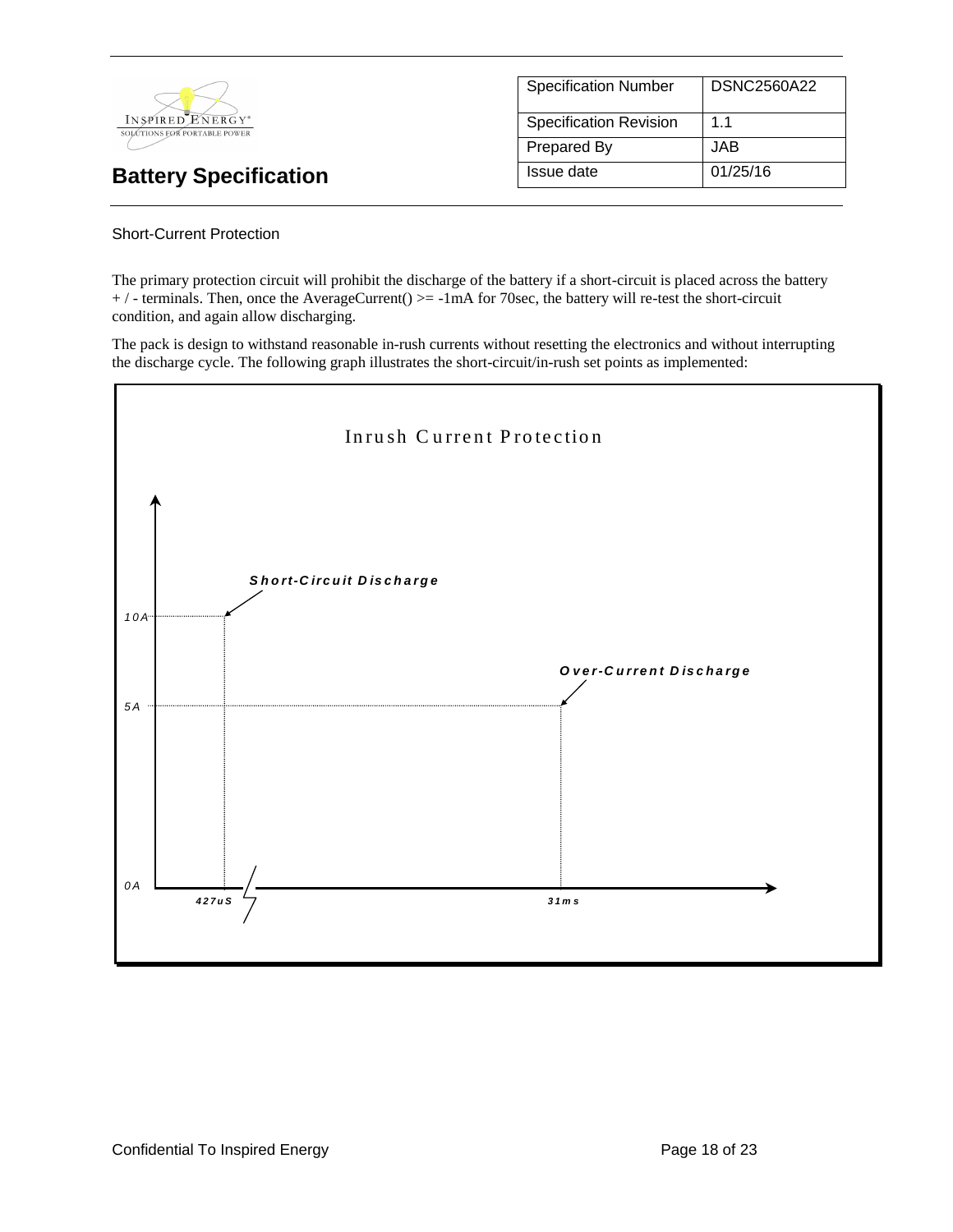## Short-Current Protection

The primary protection circuit will prohibit the discharge of the battery if a short-circuit is placed across the battery + / - terminals. Then, once the AverageCurrent() >= -1mA for 70sec, the battery will re-test the short-circuit condition, and again allow discharging.

The pack is design to withstand reasonable in-rush currents without resetting the electronics and without interrupting the discharge cycle. The following graph illustrates the short-circuit/in-rush set points as implemented:

Inrush Current Protection

Short-Circuit Discharge

Over-Current Discharge

10A

5A

0A

427uS

31ms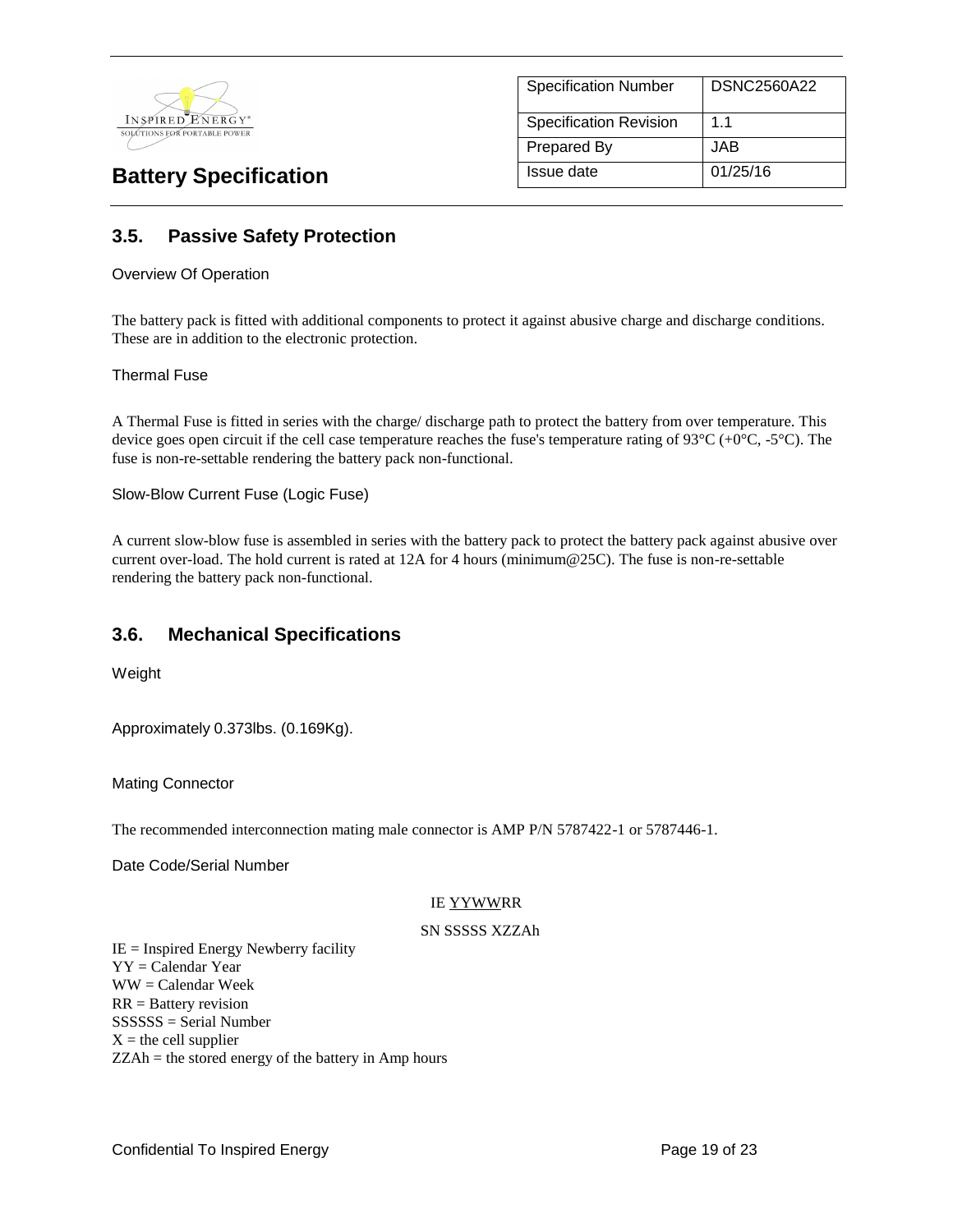## 3.5. Passive Safety Protection

Overview Of Operation

The battery pack is fitted with additional components to protect it against abusive charge and discharge conditions. These are in addition to the electronic protection.

Thermal Fuse

A Thermal Fuse is fitted in series with the charge/ discharge path to protect the battery from over temperature. This device goes open circuit if the cell case temperature reaches the fuse's temperature rating of 93°C (+0°C, -5°C). The fuse is non-re-settable rendering the battery pack non-functional.

Slow-Blow Current Fuse (Logic Fuse)

A current slow-blow fuse is assembled in series with the battery pack to protect the battery pack against abusive over current over-load. The hold current is rated at 12A for 4 hours (minimum@25C). The fuse is non-re-settable rendering the battery pack non-functional.

## 3.6. Mechanical Specifications

Weight

Approximately 0.373lbs. (0.169Kg).

Mating Connector

The recommended interconnection mating male connector is AMP P/N 5787422-1 or 5787446-1.

Date Code/Serial Number

IE YYWWRR

SN SSSSS XZZAh

IE = Inspired Energy Newberry facility
YY = Calendar Year
WW = Calendar Week
RR = Battery revision
SSSSSS = Serial Number
X = the cell supplier
ZZAh = the stored energy of the battery in Amp hours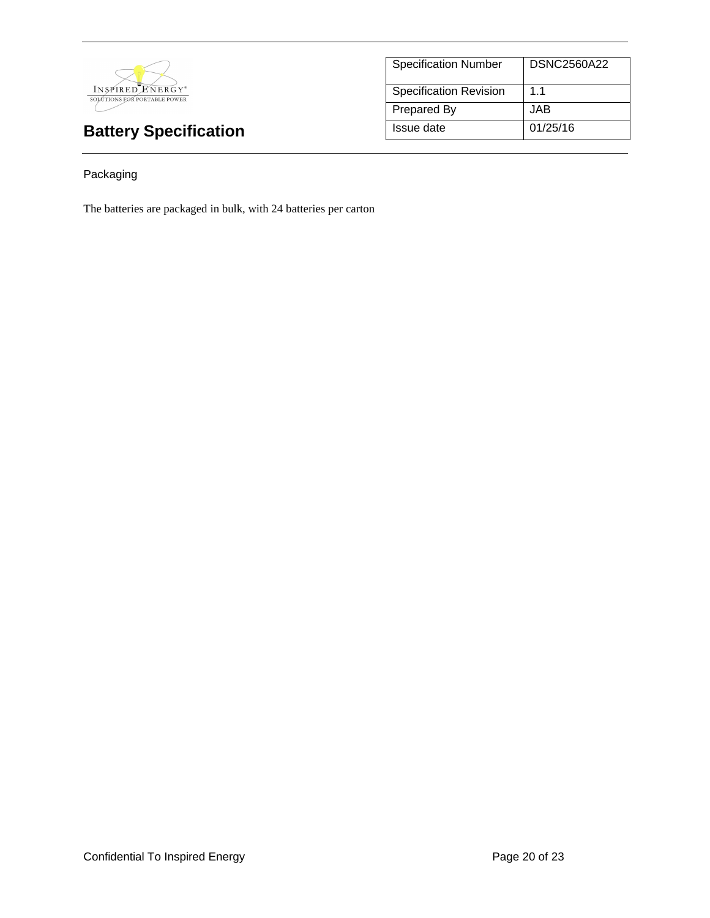## Packaging

The batteries are packaged in bulk, with 24 batteries per carton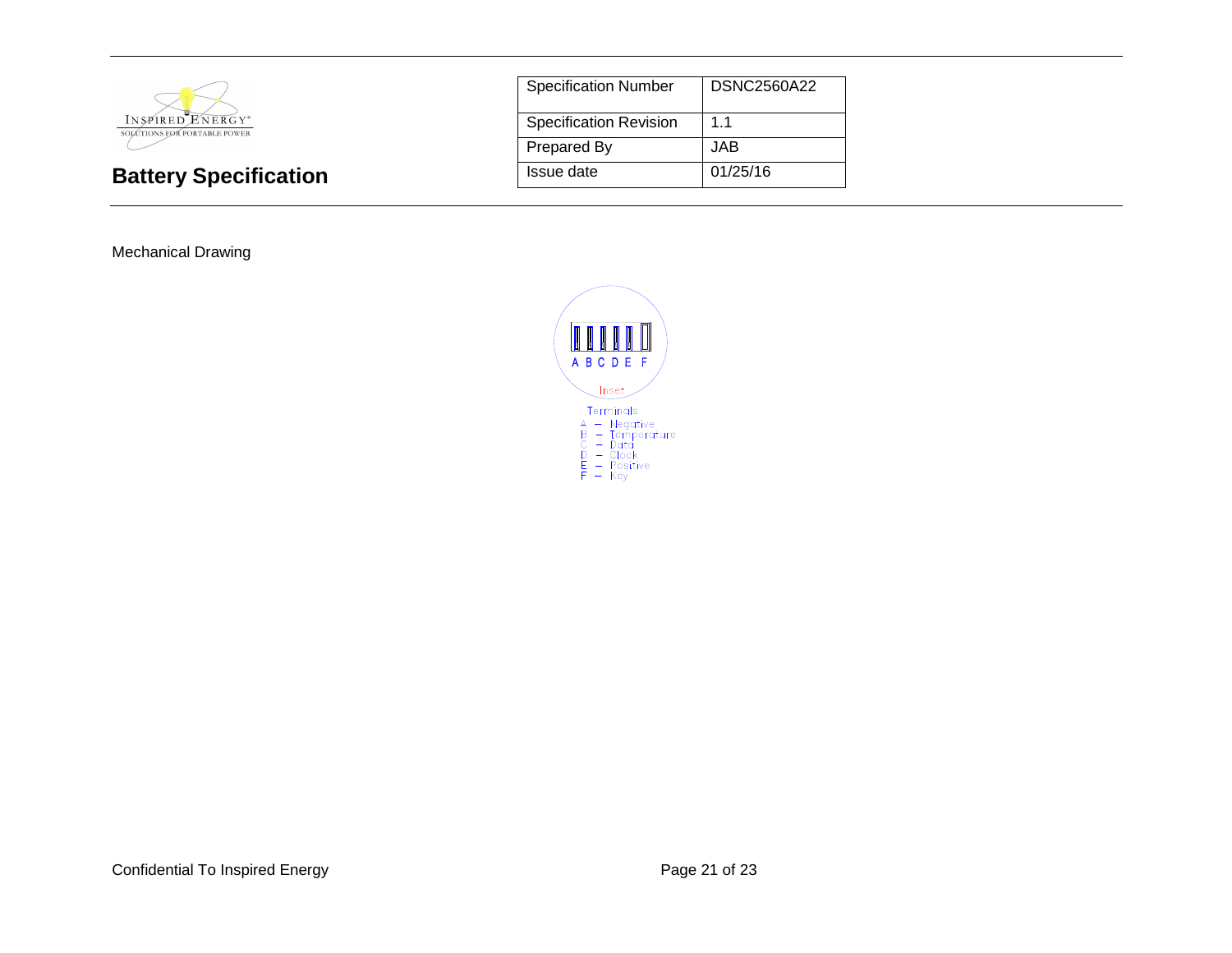**Battery Specification**

| Specification Number | DSNC2560A22 |
| --- | --- |
| Specification Revision | 1.1 |
| Prepared By | JAB |
| Issue date | 01/25/16 |

Mechanical Drawing

A B C D E F

Inset

Terminals
A – Negative
B – Temperature
C – Data
D – Clock
E – Positive
F – Key

Confidential To Inspired Energy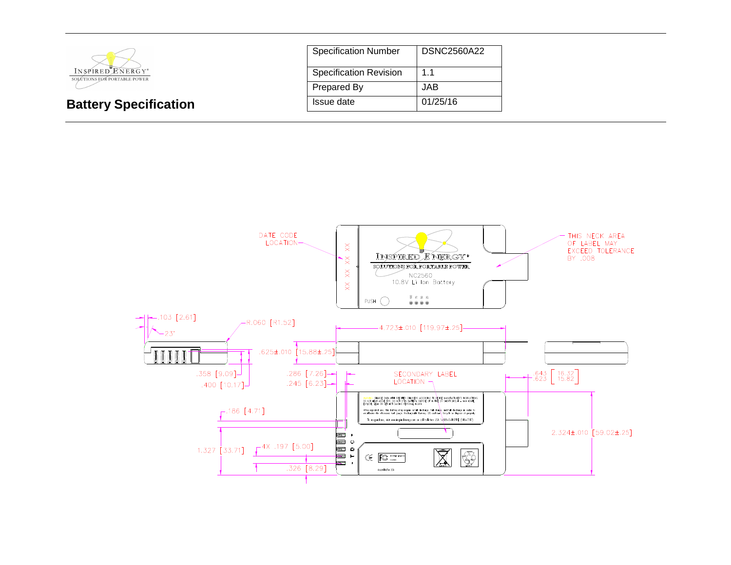# Battery Specification

| Specification Number | DSNC2560A22 |
|---|---|
| Specification Revision | 1.1 |
| Prepared By | JAB |
| Issue date | 01/25/16 |

DATE CODE LOCATION

THIS NECK AREA OF LABEL MAY EXCEED TOLERANCE BY .008

NC2560

10.8V Li Ion Battery

PUSH

.103 [2.61]

23°

R.060 [R1.52]

4.723±.010 [119.97±.25]

.625±.010 [15.88±.25]

.358 [9.09]

.400 [10.17]

.286 [7.26]

.245 [6.23]

SECONDARY LABEL LOCATION

.643 / .623 [16.32 / 15.82]

.186 [4.71]

1.327 [33.71]

4X .197 [5.00]

.326 [8.29]

2.324±.010 [59.02±.25]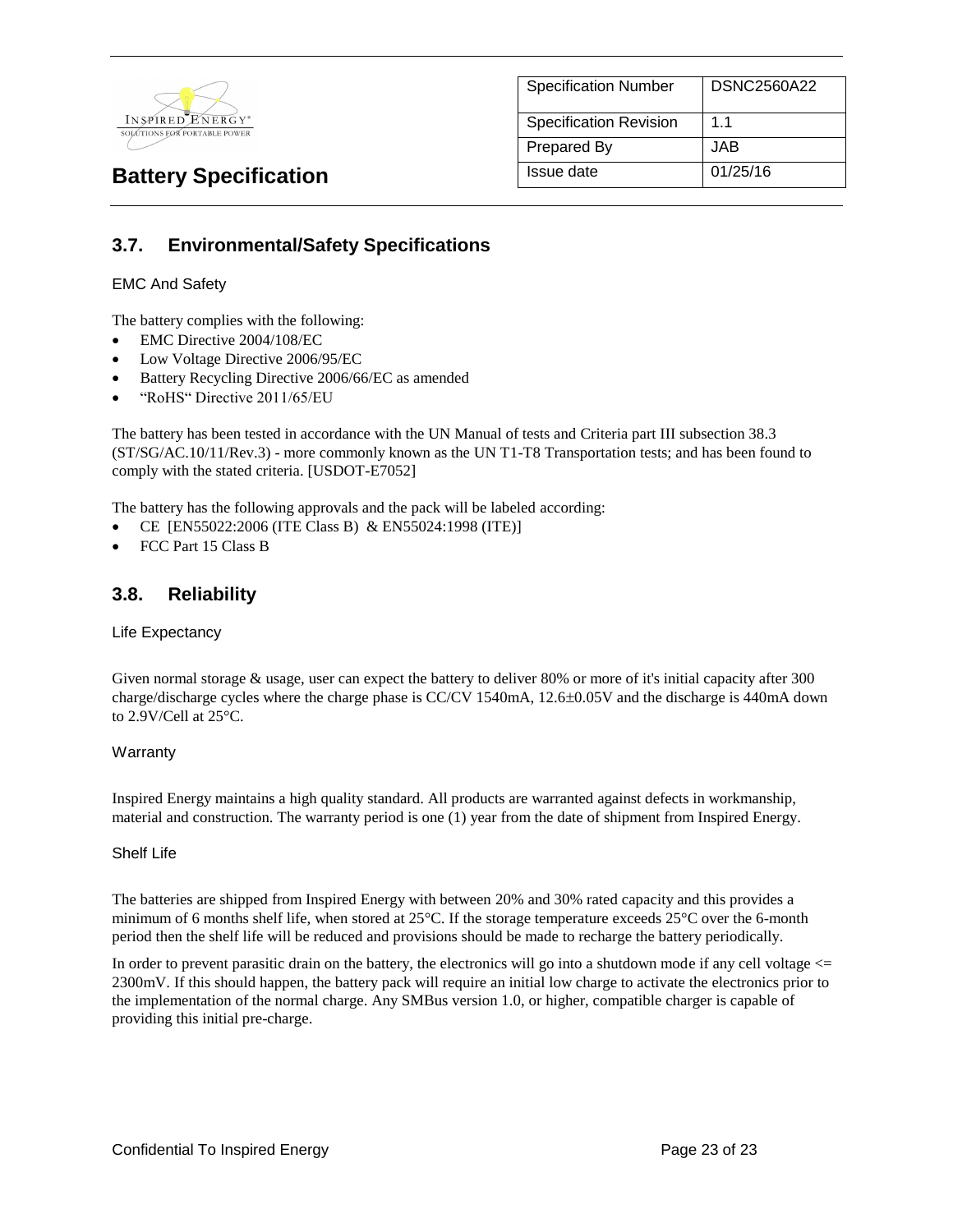## 3.7. Environmental/Safety Specifications

### EMC And Safety

The battery complies with the following:

- EMC Directive 2004/108/EC
- Low Voltage Directive 2006/95/EC
- Battery Recycling Directive 2006/66/EC as amended
- “RoHS“ Directive 2011/65/EU

The battery has been tested in accordance with the UN Manual of tests and Criteria part III subsection 38.3 (ST/SG/AC.10/11/Rev.3) - more commonly known as the UN T1-T8 Transportation tests; and has been found to comply with the stated criteria. [USDOT-E7052]

The battery has the following approvals and the pack will be labeled according:

- CE [EN55022:2006 (ITE Class B) & EN55024:1998 (ITE)]
- FCC Part 15 Class B

## 3.8. Reliability

### Life Expectancy

Given normal storage & usage, user can expect the battery to deliver 80% or more of it's initial capacity after 300 charge/discharge cycles where the charge phase is CC/CV 1540mA, 12.6±0.05V and the discharge is 440mA down to 2.9V/Cell at 25°C.

### Warranty

Inspired Energy maintains a high quality standard. All products are warranted against defects in workmanship, material and construction. The warranty period is one (1) year from the date of shipment from Inspired Energy.

### Shelf Life

The batteries are shipped from Inspired Energy with between 20% and 30% rated capacity and this provides a minimum of 6 months shelf life, when stored at 25°C. If the storage temperature exceeds 25°C over the 6-month period then the shelf life will be reduced and provisions should be made to recharge the battery periodically.

In order to prevent parasitic drain on the battery, the electronics will go into a shutdown mode if any cell voltage <= 2300mV. If this should happen, the battery pack will require an initial low charge to activate the electronics prior to the implementation of the normal charge. Any SMBus version 1.0, or higher, compatible charger is capable of providing this initial pre-charge.